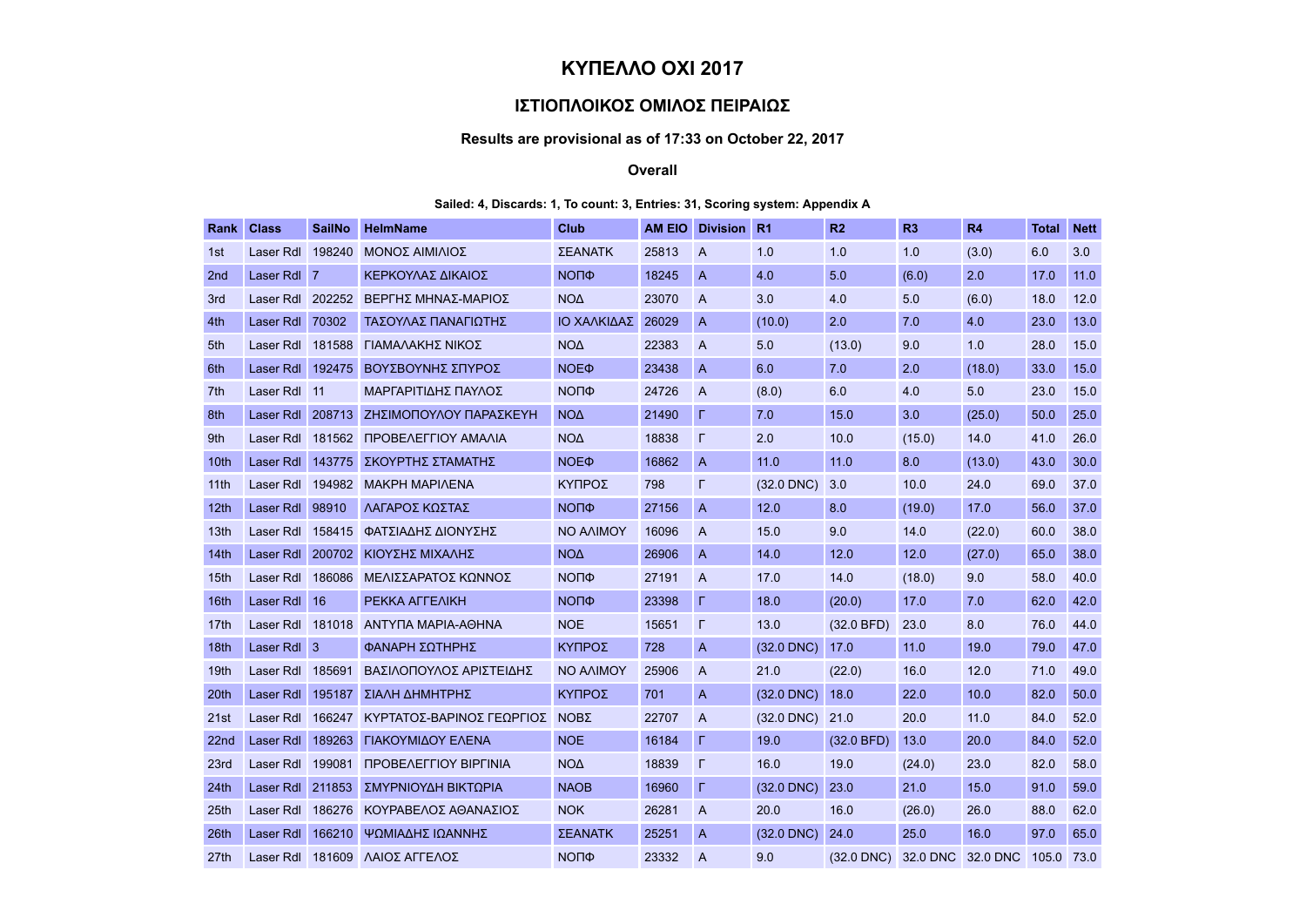# ΚΥΠΕΛΛΟ ΟΧΙ 2017

## ΙΣΤΙΟΠΛΟΙΚΟΣ ΟΜΙΛΟΣ ΠΕΙΡΑΙΩΣ

### Results are provisional as of 17:33 on October 22, 2017

### Overall

**Sailed: 4, Discards: 1, To count: 3, Entries: 31, Scoring system: Appendix A**

| Rank | Class | SailNo | HelmName | Club | AM EIO | Division | R1 | R2 | R3 | R4 | Total | Nett |
|---|---|---|---|---|---|---|---|---|---|---|---|---|
| 1st | Laser Rdl | 198240 | ΜΟΝΟΣ ΑΙΜΙΛΙΟΣ | ΣΕΑΝΑΤΚ | 25813 | A | 1.0 | 1.0 | 1.0 | (3.0) | 6.0 | 3.0 |
| 2nd | Laser Rdl | 7 | ΚΕΡΚΟΥΛΑΣ ΔΙΚΑΙΟΣ | ΝΟΠΦ | 18245 | A | 4.0 | 5.0 | (6.0) | 2.0 | 17.0 | 11.0 |
| 3rd | Laser Rdl | 202252 | ΒΕΡΓΗΣ ΜΗΝΑΣ-ΜΑΡΙΟΣ | ΝΟΔ | 23070 | A | 3.0 | 4.0 | 5.0 | (6.0) | 18.0 | 12.0 |
| 4th | Laser Rdl | 70302 | ΤΑΣΟΥΛΑΣ ΠΑΝΑΓΙΩΤΗΣ | ΙΟ ΧΑΛΚΙΔΑΣ | 26029 | A | (10.0) | 2.0 | 7.0 | 4.0 | 23.0 | 13.0 |
| 5th | Laser Rdl | 181588 | ΓΙΑΜΑΛΑΚΗΣ ΝΙΚΟΣ | ΝΟΔ | 22383 | A | 5.0 | (13.0) | 9.0 | 1.0 | 28.0 | 15.0 |
| 6th | Laser Rdl | 192475 | ΒΟΥΣΒΟΥΝΗΣ ΣΠΥΡΟΣ | ΝΟΕΦ | 23438 | A | 6.0 | 7.0 | 2.0 | (18.0) | 33.0 | 15.0 |
| 7th | Laser Rdl | 11 | ΜΑΡΓΑΡΙΤΙΔΗΣ ΠΑΥΛΟΣ | ΝΟΠΦ | 24726 | A | (8.0) | 6.0 | 4.0 | 5.0 | 23.0 | 15.0 |
| 8th | Laser Rdl | 208713 | ΖΗΣΙΜΟΠΟΥΛΟΥ ΠΑΡΑΣΚΕΥΗ | ΝΟΔ | 21490 | Γ | 7.0 | 15.0 | 3.0 | (25.0) | 50.0 | 25.0 |
| 9th | Laser Rdl | 181562 | ΠΡΟΒΕΛΕΓΓΙΟΥ ΑΜΑΛΙΑ | ΝΟΔ | 18838 | Γ | 2.0 | 10.0 | (15.0) | 14.0 | 41.0 | 26.0 |
| 10th | Laser Rdl | 143775 | ΣΚΟΥΡΤΗΣ ΣΤΑΜΑΤΗΣ | ΝΟΕΦ | 16862 | A | 11.0 | 11.0 | 8.0 | (13.0) | 43.0 | 30.0 |
| 11th | Laser Rdl | 194982 | ΜΑΚΡΗ ΜΑΡΙΛΕΝΑ | ΚΥΠΡΟΣ | 798 | Γ | (32.0 DNC) | 3.0 | 10.0 | 24.0 | 69.0 | 37.0 |
| 12th | Laser Rdl | 98910 | ΛΑΓΑΡΟΣ ΚΩΣΤΑΣ | ΝΟΠΦ | 27156 | A | 12.0 | 8.0 | (19.0) | 17.0 | 56.0 | 37.0 |
| 13th | Laser Rdl | 158415 | ΦΑΤΣΙΑΔΗΣ ΔΙΟΝΥΣΗΣ | ΝΟ ΑΛΙΜΟΥ | 16096 | A | 15.0 | 9.0 | 14.0 | (22.0) | 60.0 | 38.0 |
| 14th | Laser Rdl | 200702 | ΚΙΟΥΣΗΣ ΜΙΧΑΛΗΣ | ΝΟΔ | 26906 | A | 14.0 | 12.0 | 12.0 | (27.0) | 65.0 | 38.0 |
| 15th | Laser Rdl | 186086 | ΜΕΛΙΣΣΑΡΑΤΟΣ ΚΩΝΝΟΣ | ΝΟΠΦ | 27191 | A | 17.0 | 14.0 | (18.0) | 9.0 | 58.0 | 40.0 |
| 16th | Laser Rdl | 16 | ΡΕΚΚΑ ΑΓΓΕΛΙΚΗ | ΝΟΠΦ | 23398 | Γ | 18.0 | (20.0) | 17.0 | 7.0 | 62.0 | 42.0 |
| 17th | Laser Rdl | 181018 | ΑΝΤΥΠΑ ΜΑΡΙΑ-ΑΘΗΝΑ | ΝΟΕ | 15651 | Γ | 13.0 | (32.0 BFD) | 23.0 | 8.0 | 76.0 | 44.0 |
| 18th | Laser Rdl | 3 | ΦΑΝΑΡΗ ΣΩΤΗΡΗΣ | ΚΥΠΡΟΣ | 728 | A | (32.0 DNC) | 17.0 | 11.0 | 19.0 | 79.0 | 47.0 |
| 19th | Laser Rdl | 185691 | ΒΑΣΙΛΟΠΟΥΛΟΣ ΑΡΙΣΤΕΙΔΗΣ | ΝΟ ΑΛΙΜΟΥ | 25906 | A | 21.0 | (22.0) | 16.0 | 12.0 | 71.0 | 49.0 |
| 20th | Laser Rdl | 195187 | ΣΙΑΛΗ ΔΗΜΗΤΡΗΣ | ΚΥΠΡΟΣ | 701 | A | (32.0 DNC) | 18.0 | 22.0 | 10.0 | 82.0 | 50.0 |
| 21st | Laser Rdl | 166247 | ΚΥΡΤΑΤΟΣ-ΒΑΡΙΝΟΣ ΓΕΩΡΓΙΟΣ | ΝΟΒΣ | 22707 | A | (32.0 DNC) | 21.0 | 20.0 | 11.0 | 84.0 | 52.0 |
| 22nd | Laser Rdl | 189263 | ΓΙΑΚΟΥΜΙΔΟΥ ΕΛΕΝΑ | ΝΟΕ | 16184 | Γ | 19.0 | (32.0 BFD) | 13.0 | 20.0 | 84.0 | 52.0 |
| 23rd | Laser Rdl | 199081 | ΠΡΟΒΕΛΕΓΓΙΟΥ ΒΙΡΓΙΝΙΑ | ΝΟΔ | 18839 | Γ | 16.0 | 19.0 | (24.0) | 23.0 | 82.0 | 58.0 |
| 24th | Laser Rdl | 211853 | ΣΜΥΡΝΙΟΥΔΗ ΒΙΚΤΩΡΙΑ | ΝΑΟΒ | 16960 | Γ | (32.0 DNC) | 23.0 | 21.0 | 15.0 | 91.0 | 59.0 |
| 25th | Laser Rdl | 186276 | ΚΟΥΡΑΒΕΛΟΣ ΑΘΑΝΑΣΙΟΣ | ΝΟΚ | 26281 | A | 20.0 | 16.0 | (26.0) | 26.0 | 88.0 | 62.0 |
| 26th | Laser Rdl | 166210 | ΨΩΜΙΑΔΗΣ ΙΩΑΝΝΗΣ | ΣΕΑΝΑΤΚ | 25251 | A | (32.0 DNC) | 24.0 | 25.0 | 16.0 | 97.0 | 65.0 |
| 27th | Laser Rdl | 181609 | ΛΑΙΟΣ ΑΓΓΕΛΟΣ | ΝΟΠΦ | 23332 | A | 9.0 | (32.0 DNC) | 32.0 DNC | 32.0 DNC | 105.0 | 73.0 |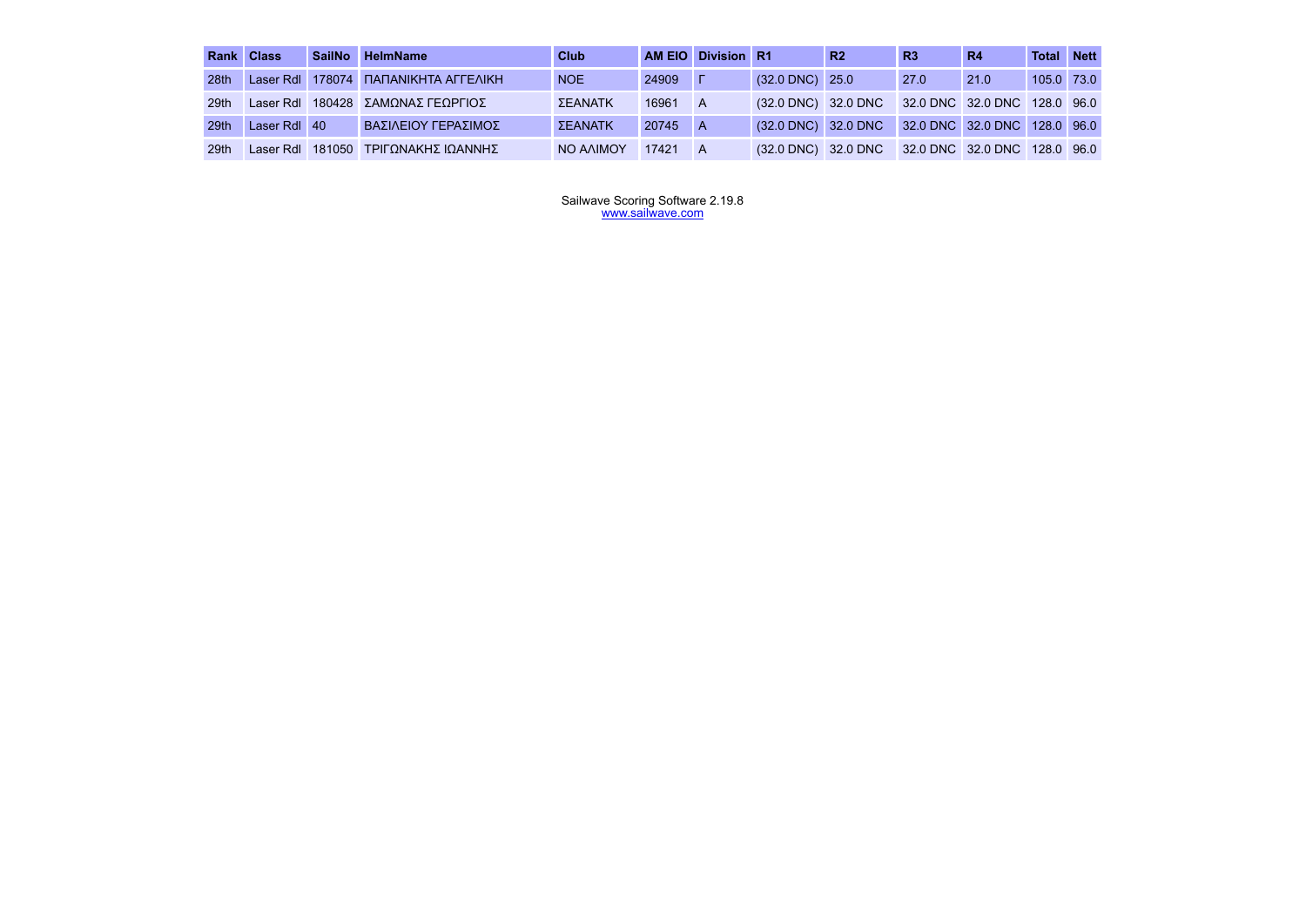| Rank | Class | SailNo | HelmName | Club | AM EIO | Division | R1 | R2 | R3 | R4 | Total | Nett |
|---|---|---|---|---|---|---|---|---|---|---|---|---|
| 28th | Laser Rdl | 178074 | ΠΑΠΑΝΙΚΗΤΑ ΑΓΓΕΛΙΚΗ | ΝΟΕ | 24909 | Γ | (32.0 DNC) | 25.0 | 27.0 | 21.0 | 105.0 | 73.0 |
| 29th | Laser Rdl | 180428 | ΣΑΜΩΝΑΣ ΓΕΩΡΓΙΟΣ | ΣΕΑΝΑΤΚ | 16961 | A | (32.0 DNC) | 32.0 DNC | 32.0 DNC | 32.0 DNC | 128.0 | 96.0 |
| 29th | Laser Rdl | 40 | ΒΑΣΙΛΕΙΟΥ ΓΕΡΑΣΙΜΟΣ | ΣΕΑΝΑΤΚ | 20745 | A | (32.0 DNC) | 32.0 DNC | 32.0 DNC | 32.0 DNC | 128.0 | 96.0 |
| 29th | Laser Rdl | 181050 | ΤΡΙΓΩΝΑΚΗΣ ΙΩΑΝΝΗΣ | ΝΟ ΑΛΙΜΟΥ | 17421 | A | (32.0 DNC) | 32.0 DNC | 32.0 DNC | 32.0 DNC | 128.0 | 96.0 |

Sailwave Scoring Software 2.19.8
www.sailwave.com